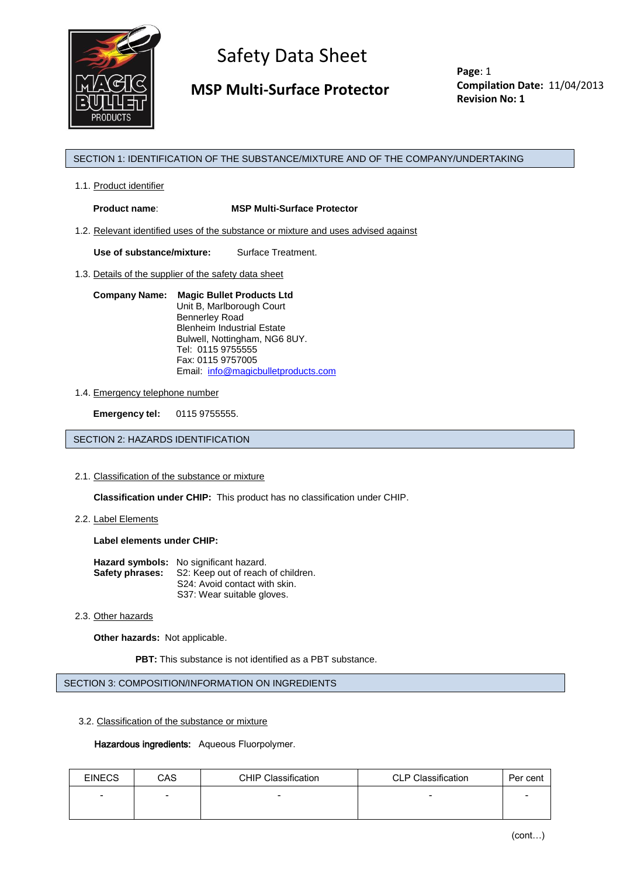# Safety Data Sheet

## MSP Multi-Surface Protector

**Page**: 1
**Compilation Date:** 11/04/2013
**Revision No: 1**

## SECTION 1: IDENTIFICATION OF THE SUBSTANCE/MIXTURE AND OF THE COMPANY/UNDERTAKING

1.1. Product identifier

**Product name**: **MSP Multi-Surface Protector**

1.2. Relevant identified uses of the substance or mixture and uses advised against

**Use of substance/mixture:** Surface Treatment.

1.3. Details of the supplier of the safety data sheet

**Company Name:** **Magic Bullet Products Ltd**
Unit B, Marlborough Court
Bennerley Road
Blenheim Industrial Estate
Bulwell, Nottingham, NG6 8UY.
Tel: 0115 9755555
Fax: 0115 9757005
Email: info@magicbulletproducts.com

1.4. Emergency telephone number

**Emergency tel:** 0115 9755555.

## SECTION 2: HAZARDS IDENTIFICATION

2.1. Classification of the substance or mixture

**Classification under CHIP:** This product has no classification under CHIP.

2.2. Label Elements

**Label elements under CHIP:**

**Hazard symbols:** No significant hazard.
**Safety phrases:** S2: Keep out of reach of children.
S24: Avoid contact with skin.
S37: Wear suitable gloves.

2.3. Other hazards

**Other hazards:** Not applicable.

**PBT:** This substance is not identified as a PBT substance.

## SECTION 3: COMPOSITION/INFORMATION ON INGREDIENTS

3.2. Classification of the substance or mixture

**Hazardous ingredients:** Aqueous Fluorpolymer.

| EINECS | CAS | CHIP Classification | CLP Classification | Per cent |
|---|---|---|---|---|
| - | - | - | - | - |

(cont…)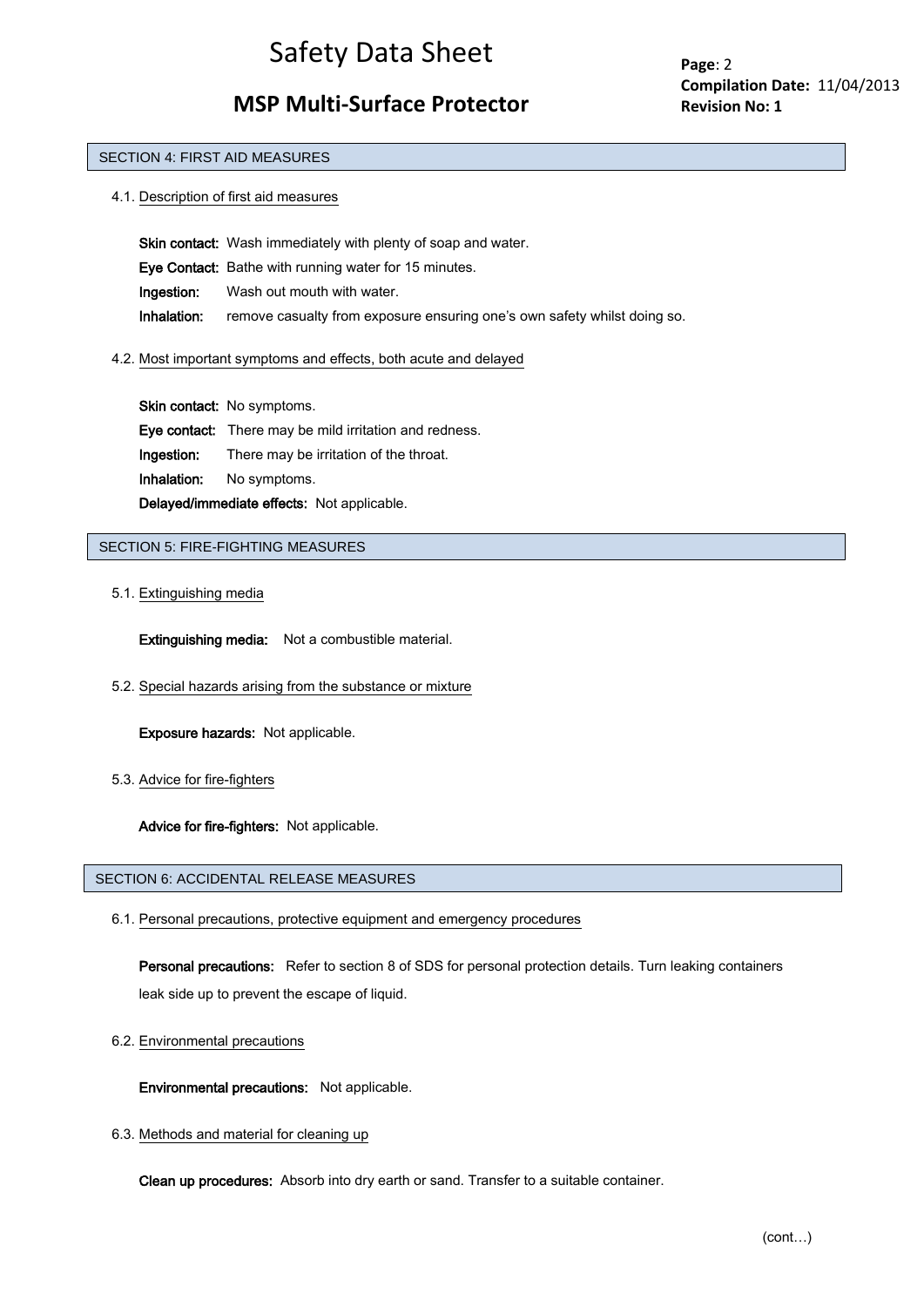## SECTION 4: FIRST AID MEASURES

### 4.1. Description of first aid measures

**Skin contact:** Wash immediately with plenty of soap and water.

**Eye Contact:** Bathe with running water for 15 minutes.

**Ingestion:** Wash out mouth with water.

**Inhalation:** remove casualty from exposure ensuring one's own safety whilst doing so.

### 4.2. Most important symptoms and effects, both acute and delayed

**Skin contact:** No symptoms.

**Eye contact:** There may be mild irritation and redness.

**Ingestion:** There may be irritation of the throat.

**Inhalation:** No symptoms.

**Delayed/immediate effects:** Not applicable.

## SECTION 5: FIRE-FIGHTING MEASURES

### 5.1. Extinguishing media

**Extinguishing media:** Not a combustible material.

### 5.2. Special hazards arising from the substance or mixture

**Exposure hazards:** Not applicable.

### 5.3. Advice for fire-fighters

**Advice for fire-fighters:** Not applicable.

## SECTION 6: ACCIDENTAL RELEASE MEASURES

### 6.1. Personal precautions, protective equipment and emergency procedures

**Personal precautions:** Refer to section 8 of SDS for personal protection details. Turn leaking containers leak side up to prevent the escape of liquid.

### 6.2. Environmental precautions

**Environmental precautions:** Not applicable.

### 6.3. Methods and material for cleaning up

**Clean up procedures:** Absorb into dry earth or sand. Transfer to a suitable container.

(cont…)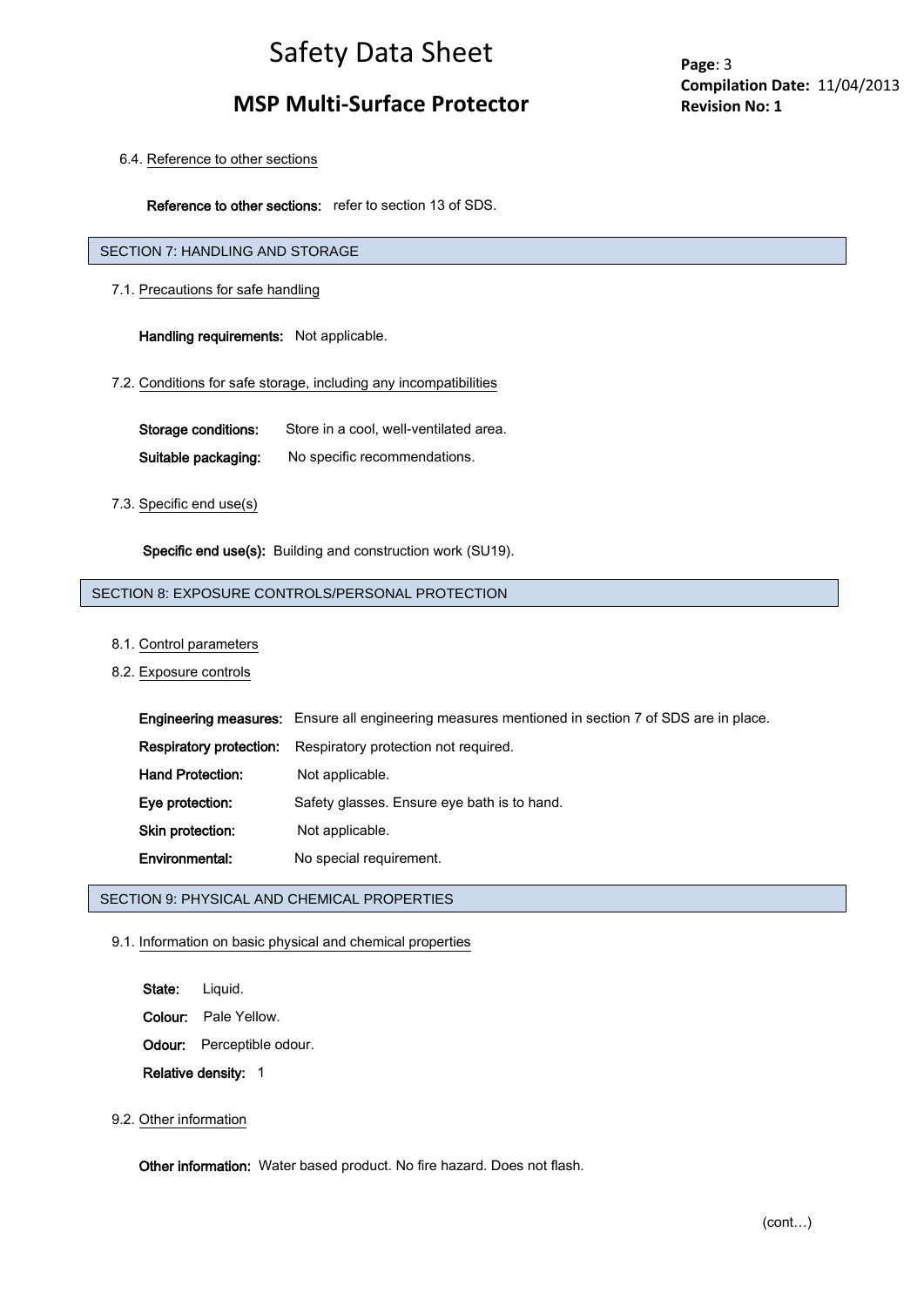6.4. Reference to other sections

**Reference to other sections:** refer to section 13 of SDS.

## SECTION 7: HANDLING AND STORAGE

7.1. Precautions for safe handling

**Handling requirements:** Not applicable.

7.2. Conditions for safe storage, including any incompatibilities

**Storage conditions:** Store in a cool, well-ventilated area.

**Suitable packaging:** No specific recommendations.

7.3. Specific end use(s)

**Specific end use(s):** Building and construction work (SU19).

## SECTION 8: EXPOSURE CONTROLS/PERSONAL PROTECTION

8.1. Control parameters

8.2. Exposure controls

**Engineering measures:** Ensure all engineering measures mentioned in section 7 of SDS are in place.

**Respiratory protection:** Respiratory protection not required.

**Hand Protection:** Not applicable.

**Eye protection:** Safety glasses. Ensure eye bath is to hand.

**Skin protection:** Not applicable.

**Environmental:** No special requirement.

## SECTION 9: PHYSICAL AND CHEMICAL PROPERTIES

9.1. Information on basic physical and chemical properties

**State:** Liquid.

**Colour:** Pale Yellow.

**Odour:** Perceptible odour.

**Relative density:** 1

9.2. Other information

**Other information:** Water based product. No fire hazard. Does not flash.

(cont…)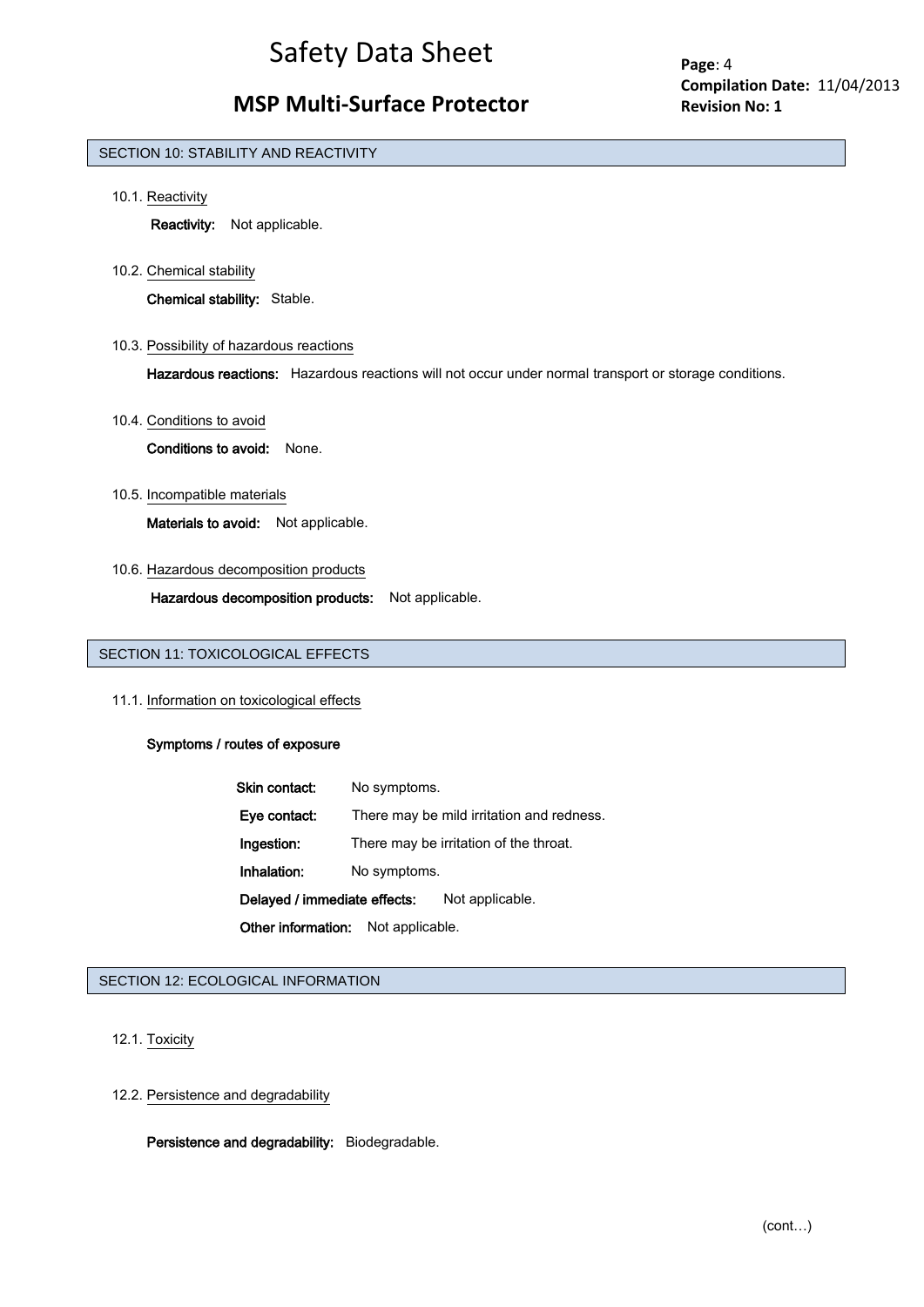## SECTION 10: STABILITY AND REACTIVITY

10.1. Reactivity

**Reactivity:** Not applicable.

10.2. Chemical stability

**Chemical stability:** Stable.

10.3. Possibility of hazardous reactions

**Hazardous reactions:** Hazardous reactions will not occur under normal transport or storage conditions.

10.4. Conditions to avoid

**Conditions to avoid:** None.

10.5. Incompatible materials

**Materials to avoid:** Not applicable.

10.6. Hazardous decomposition products

**Hazardous decomposition products:** Not applicable.

## SECTION 11: TOXICOLOGICAL EFFECTS

11.1. Information on toxicological effects

**Symptoms / routes of exposure**

**Skin contact:** No symptoms.

**Eye contact:** There may be mild irritation and redness.

**Ingestion:** There may be irritation of the throat.

**Inhalation:** No symptoms.

**Delayed / immediate effects:** Not applicable.

**Other information:** Not applicable.

## SECTION 12: ECOLOGICAL INFORMATION

12.1. Toxicity

12.2. Persistence and degradability

**Persistence and degradability:** Biodegradable.

(cont…)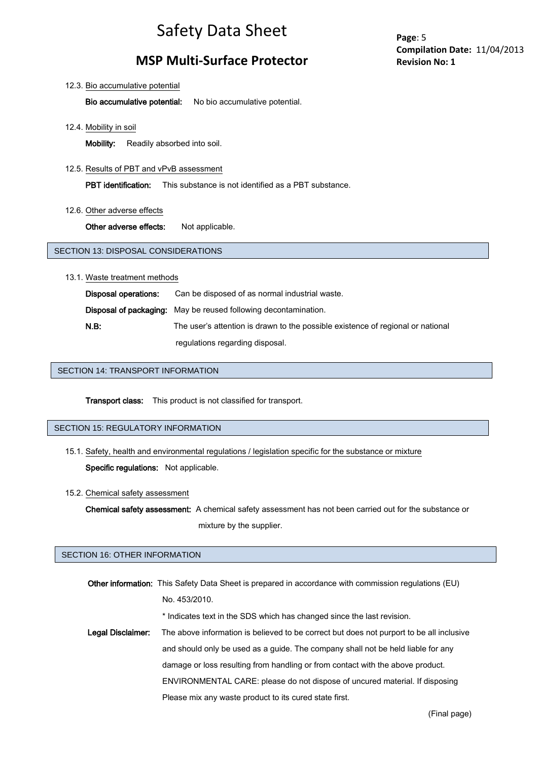12.3. Bio accumulative potential

**Bio accumulative potential:** No bio accumulative potential.

12.4. Mobility in soil

**Mobility:** Readily absorbed into soil.

12.5. Results of PBT and vPvB assessment

**PBT identification:** This substance is not identified as a PBT substance.

12.6. Other adverse effects

**Other adverse effects:** Not applicable.

## SECTION 13: DISPOSAL CONSIDERATIONS

13.1. Waste treatment methods

**Disposal operations:** Can be disposed of as normal industrial waste.

**Disposal of packaging:** May be reused following decontamination.

**N.B:** The user's attention is drawn to the possible existence of regional or national regulations regarding disposal.

## SECTION 14: TRANSPORT INFORMATION

**Transport class:** This product is not classified for transport.

## SECTION 15: REGULATORY INFORMATION

15.1. Safety, health and environmental regulations / legislation specific for the substance or mixture

**Specific regulations:** Not applicable.

15.2. Chemical safety assessment

**Chemical safety assessment:** A chemical safety assessment has not been carried out for the substance or mixture by the supplier.

## SECTION 16: OTHER INFORMATION

**Other information:** This Safety Data Sheet is prepared in accordance with commission regulations (EU) No. 453/2010.

* Indicates text in the SDS which has changed since the last revision.

**Legal Disclaimer:** The above information is believed to be correct but does not purport to be all inclusive and should only be used as a guide. The company shall not be held liable for any damage or loss resulting from handling or from contact with the above product. ENVIRONMENTAL CARE: please do not dispose of uncured material. If disposing Please mix any waste product to its cured state first.

(Final page)